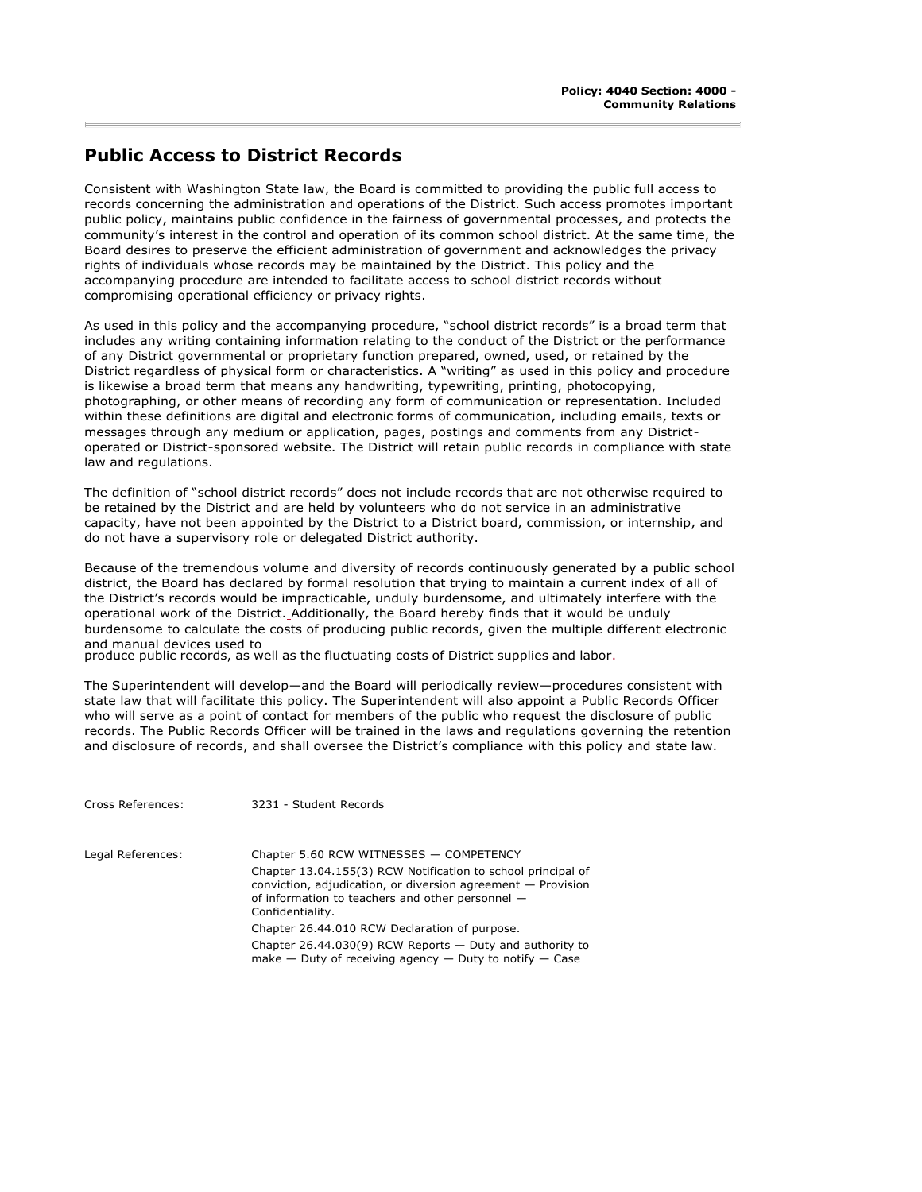Policy: 4040 Section: 4000 - Community Relations

# Public Access to District Records

Consistent with Washington State law, the Board is committed to providing the public full access to records concerning the administration and operations of the District. Such access promotes important public policy, maintains public confidence in the fairness of governmental processes, and protects the community's interest in the control and operation of its common school district. At the same time, the Board desires to preserve the efficient administration of government and acknowledges the privacy rights of individuals whose records may be maintained by the District. This policy and the accompanying procedure are intended to facilitate access to school district records without compromising operational efficiency or privacy rights.

As used in this policy and the accompanying procedure, "school district records" is a broad term that includes any writing containing information relating to the conduct of the District or the performance of any District governmental or proprietary function prepared, owned, used, or retained by the District regardless of physical form or characteristics. A "writing" as used in this policy and procedure is likewise a broad term that means any handwriting, typewriting, printing, photocopying, photographing, or other means of recording any form of communication or representation. Included within these definitions are digital and electronic forms of communication, including emails, texts or messages through any medium or application, pages, postings and comments from any District-operated or District-sponsored website. The District will retain public records in compliance with state law and regulations.

The definition of "school district records" does not include records that are not otherwise required to be retained by the District and are held by volunteers who do not service in an administrative capacity, have not been appointed by the District to a District board, commission, or internship, and do not have a supervisory role or delegated District authority.

Because of the tremendous volume and diversity of records continuously generated by a public school district, the Board has declared by formal resolution that trying to maintain a current index of all of the District's records would be impracticable, unduly burdensome, and ultimately interfere with the operational work of the District. Additionally, the Board hereby finds that it would be unduly burdensome to calculate the costs of producing public records, given the multiple different electronic and manual devices used to produce public records, as well as the fluctuating costs of District supplies and labor.

The Superintendent will develop—and the Board will periodically review—procedures consistent with state law that will facilitate this policy. The Superintendent will also appoint a Public Records Officer who will serve as a point of contact for members of the public who request the disclosure of public records. The Public Records Officer will be trained in the laws and regulations governing the retention and disclosure of records, and shall oversee the District's compliance with this policy and state law.

| | |
|---|---|
| Cross References: | 3231 - Student Records |
| Legal References: | Chapter 5.60 RCW WITNESSES — COMPETENCY |
| | Chapter 13.04.155(3) RCW Notification to school principal of conviction, adjudication, or diversion agreement — Provision of information to teachers and other personnel — Confidentiality. |
| | Chapter 26.44.010 RCW Declaration of purpose. |
| | Chapter 26.44.030(9) RCW Reports — Duty and authority to make — Duty of receiving agency — Duty to notify — Case |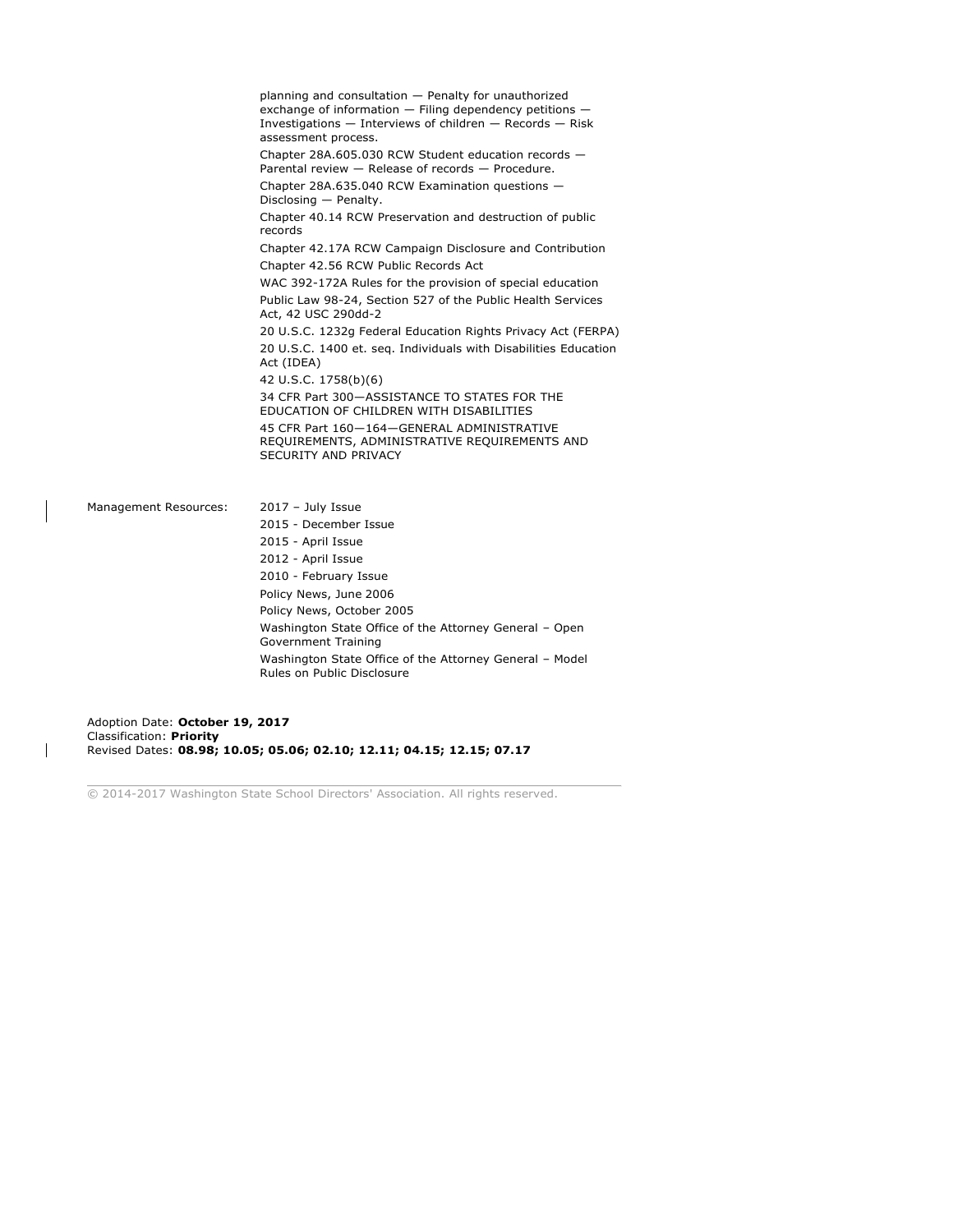planning and consultation — Penalty for unauthorized exchange of information — Filing dependency petitions — Investigations — Interviews of children — Records — Risk assessment process.

Chapter 28A.605.030 RCW Student education records — Parental review — Release of records — Procedure.

Chapter 28A.635.040 RCW Examination questions — Disclosing — Penalty.

Chapter 40.14 RCW Preservation and destruction of public records

Chapter 42.17A RCW Campaign Disclosure and Contribution

Chapter 42.56 RCW Public Records Act

WAC 392-172A Rules for the provision of special education

Public Law 98-24, Section 527 of the Public Health Services Act, 42 USC 290dd-2

20 U.S.C. 1232g Federal Education Rights Privacy Act (FERPA)

20 U.S.C. 1400 et. seq. Individuals with Disabilities Education Act (IDEA)

42 U.S.C. 1758(b)(6)

34 CFR Part 300—ASSISTANCE TO STATES FOR THE EDUCATION OF CHILDREN WITH DISABILITIES

45 CFR Part 160—164—GENERAL ADMINISTRATIVE REQUIREMENTS, ADMINISTRATIVE REQUIREMENTS AND SECURITY AND PRIVACY

Management Resources:

2017 – July Issue

2015 - December Issue

2015 - April Issue

2012 - April Issue

2010 - February Issue

Policy News, June 2006

Policy News, October 2005

Washington State Office of the Attorney General – Open Government Training

Washington State Office of the Attorney General – Model Rules on Public Disclosure

Adoption Date: **October 19, 2017**
Classification: **Priority**
Revised Dates: **08.98; 10.05; 05.06; 02.10; 12.11; 04.15; 12.15; 07.17**

© 2014-2017 Washington State School Directors' Association. All rights reserved.